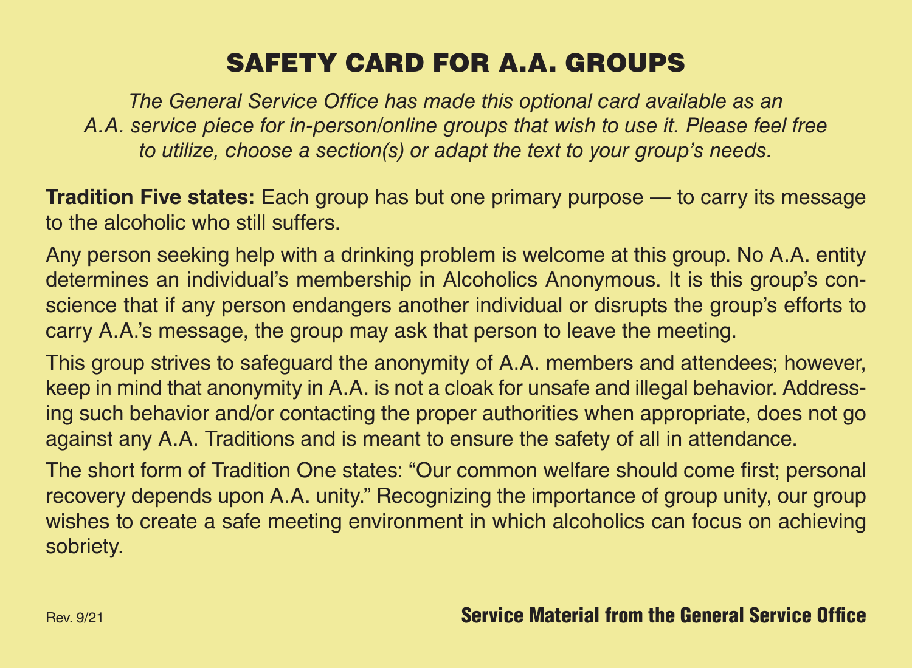# SAFETY CARD FOR A.A. GROUPS

*The General Service Office has made this optional card available as an A.A. service piece for in-person/online groups that wish to use it. Please feel free to utilize, choose a section(s) or adapt the text to your group's needs.*

**Tradition Five states:** Each group has but one primary purpose — to carry its message to the alcoholic who still suffers.

Any person seeking help with a drinking problem is welcome at this group. No A.A. entity determines an individual's membership in Alcoholics Anonymous. It is this group's conscience that if any person endangers another individual or disrupts the group's efforts to carry A.A.'s message, the group may ask that person to leave the meeting.

This group strives to safeguard the anonymity of A.A. members and attendees; however, keep in mind that anonymity in A.A. is not a cloak for unsafe and illegal behavior. Addressing such behavior and/or contacting the proper authorities when appropriate, does not go against any A.A. Traditions and is meant to ensure the safety of all in attendance.

The short form of Tradition One states: "Our common welfare should come first; personal recovery depends upon A.A. unity." Recognizing the importance of group unity, our group wishes to create a safe meeting environment in which alcoholics can focus on achieving sobriety.

Rev. 9/21

**Service Material from the General Service Office**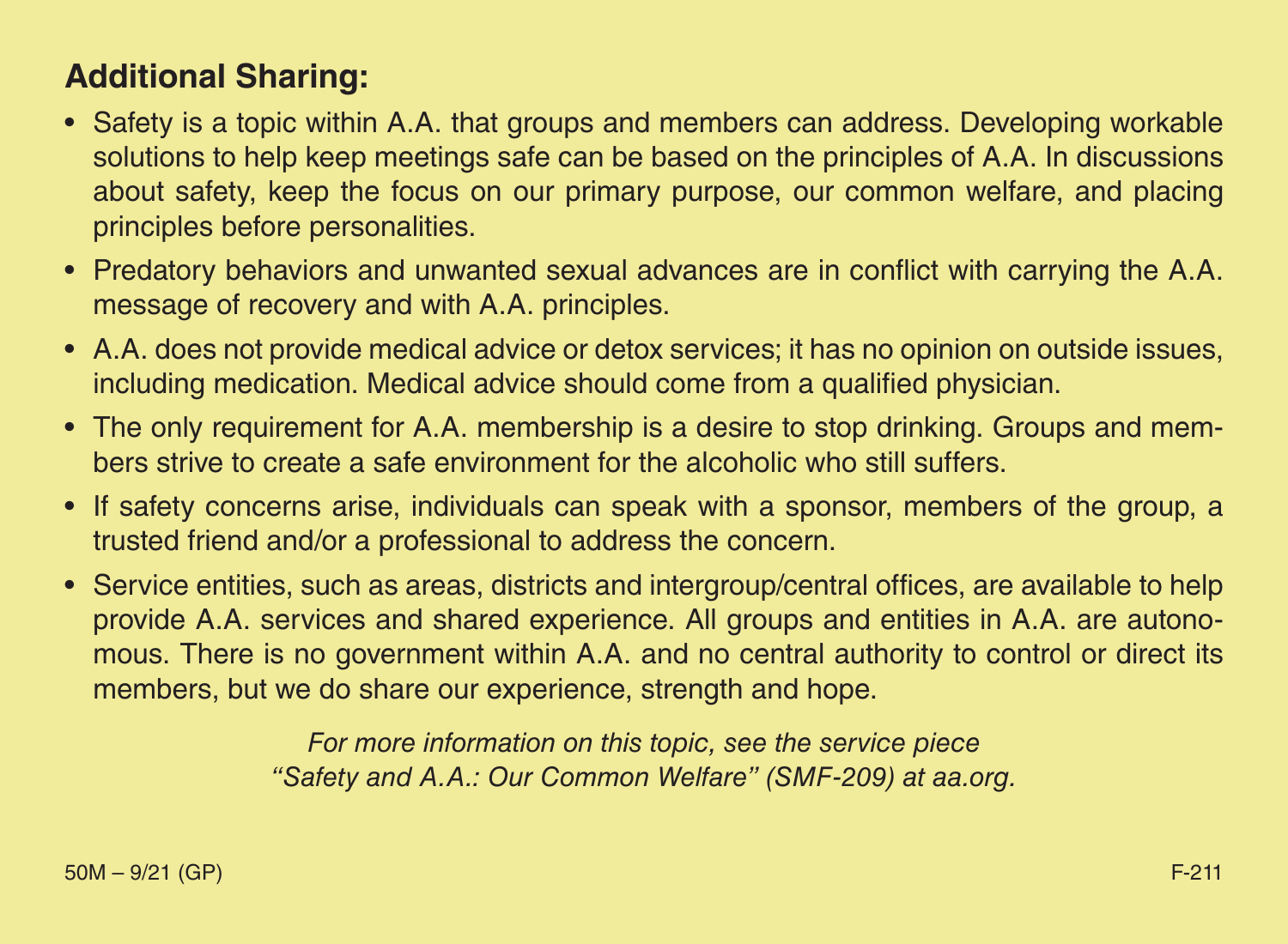## Additional Sharing:

- Safety is a topic within A.A. that groups and members can address. Developing workable solutions to help keep meetings safe can be based on the principles of A.A. In discussions about safety, keep the focus on our primary purpose, our common welfare, and placing principles before personalities.
- Predatory behaviors and unwanted sexual advances are in conflict with carrying the A.A. message of recovery and with A.A. principles.
- A.A. does not provide medical advice or detox services; it has no opinion on outside issues, including medication. Medical advice should come from a qualified physician.
- The only requirement for A.A. membership is a desire to stop drinking. Groups and members strive to create a safe environment for the alcoholic who still suffers.
- If safety concerns arise, individuals can speak with a sponsor, members of the group, a trusted friend and/or a professional to address the concern.
- Service entities, such as areas, districts and intergroup/central offices, are available to help provide A.A. services and shared experience. All groups and entities in A.A. are autonomous. There is no government within A.A. and no central authority to control or direct its members, but we do share our experience, strength and hope.

*For more information on this topic, see the service piece "Safety and A.A.: Our Common Welfare" (SMF-209) at aa.org.*

50M – 9/21 (GP)

F-211